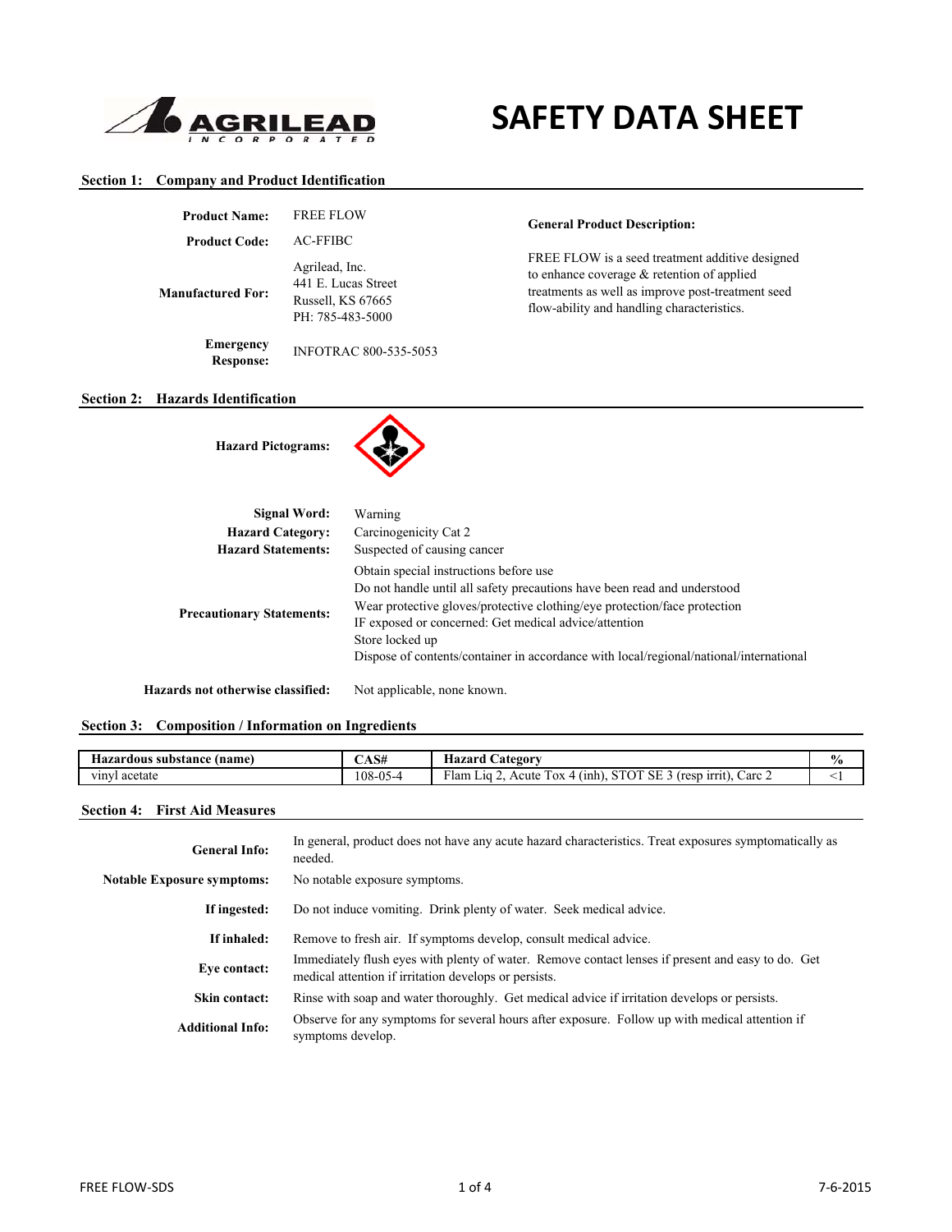# SAFETY DATA SHEET

AGRILEAD INCORPORATED

## Section 1: Company and Product Identification

**Product Name:** FREE FLOW

**Product Code:** AC-FFIBC

**Manufactured For:** Agrilead, Inc.
441 E. Lucas Street
Russell, KS 67665
PH: 785-483-5000

**Emergency Response:** INFOTRAC 800-535-5053

**General Product Description:**

FREE FLOW is a seed treatment additive designed to enhance coverage & retention of applied treatments as well as improve post-treatment seed flow-ability and handling characteristics.

## Section 2: Hazards Identification

**Hazard Pictograms:**

**Signal Word:** Warning

**Hazard Category:** Carcinogenicity Cat 2

**Hazard Statements:** Suspected of causing cancer

**Precautionary Statements:**
Obtain special instructions before use
Do not handle until all safety precautions have been read and understood
Wear protective gloves/protective clothing/eye protection/face protection
IF exposed or concerned: Get medical advice/attention
Store locked up
Dispose of contents/container in accordance with local/regional/national/international

**Hazards not otherwise classified:** Not applicable, none known.

## Section 3: Composition / Information on Ingredients

| Hazardous substance (name) | CAS# | Hazard Category | % |
|---|---|---|---|
| vinyl acetate | 108-05-4 | Flam Liq 2, Acute Tox 4 (inh), STOT SE 3 (resp irrit), Carc 2 | <1 |

## Section 4: First Aid Measures

**General Info:** In general, product does not have any acute hazard characteristics. Treat exposures symptomatically as needed.

**Notable Exposure symptoms:** No notable exposure symptoms.

**If ingested:** Do not induce vomiting. Drink plenty of water. Seek medical advice.

**If inhaled:** Remove to fresh air. If symptoms develop, consult medical advice.

**Eye contact:** Immediately flush eyes with plenty of water. Remove contact lenses if present and easy to do. Get medical attention if irritation develops or persists.

**Skin contact:** Rinse with soap and water thoroughly. Get medical advice if irritation develops or persists.

**Additional Info:** Observe for any symptoms for several hours after exposure. Follow up with medical attention if symptoms develop.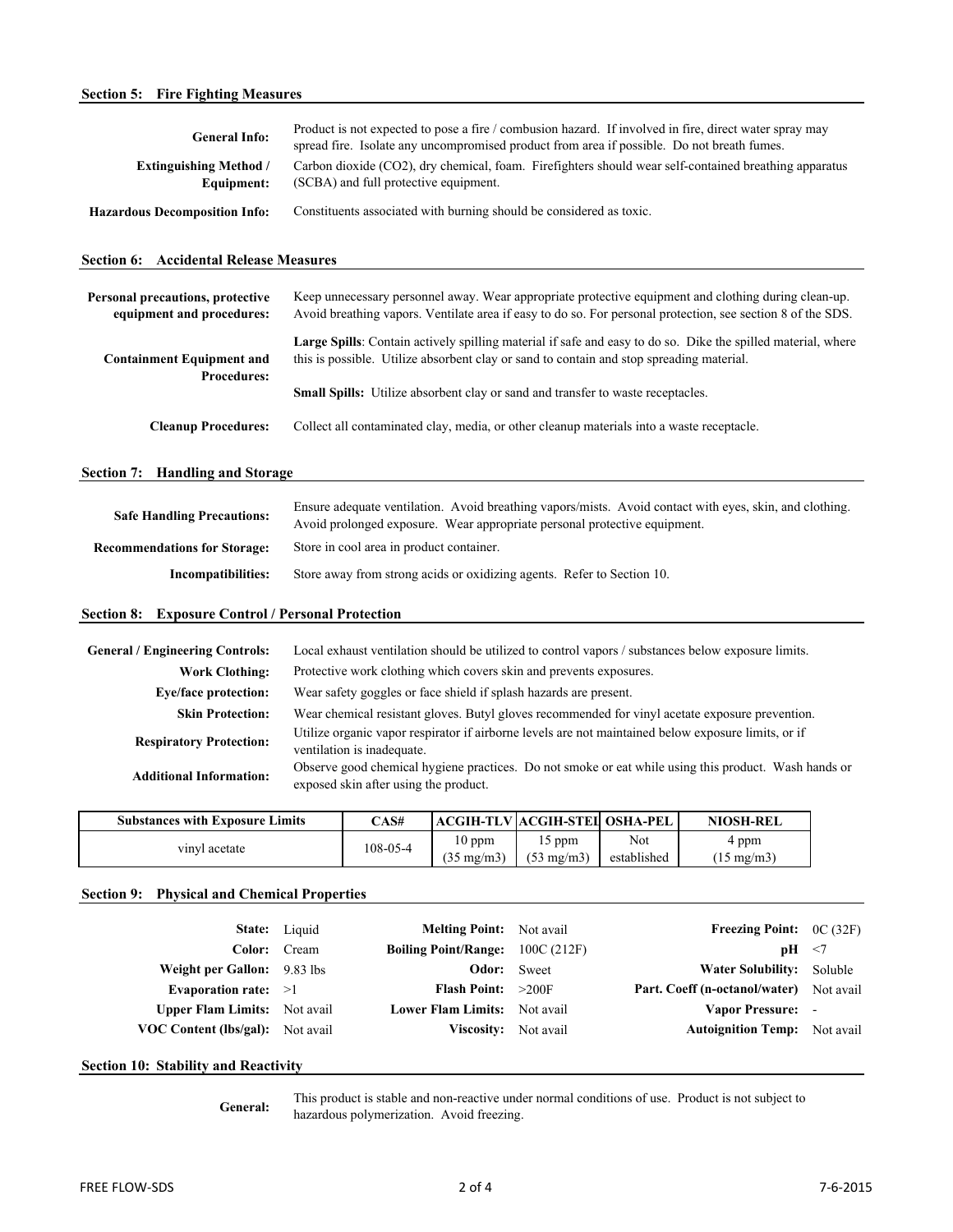## Section 5: Fire Fighting Measures

| | |
|---|---|
| **General Info:** | Product is not expected to pose a fire / combustion hazard. If involved in fire, direct water spray may spread fire. Isolate any uncompromised product from area if possible. Do not breath fumes. |
| **Extinguishing Method / Equipment:** | Carbon dioxide ($CO_2$), dry chemical, foam. Firefighters should wear self-contained breathing apparatus (SCBA) and full protective equipment. |
| **Hazardous Decomposition Info:** | Constituents associated with burning should be considered as toxic. |

## Section 6: Accidental Release Measures

| | |
|---|---|
| **Personal precautions, protective equipment and procedures:** | Keep unnecessary personnel away. Wear appropriate protective equipment and clothing during clean-up. Avoid breathing vapors. Ventilate area if easy to do so. For personal protection, see section 8 of the SDS. |
| **Containment Equipment and Procedures:** | **Large Spills**: Contain actively spilling material if safe and easy to do so. Dike the spilled material, where this is possible. Utilize absorbent clay or sand to contain and stop spreading material.<br><br>**Small Spills:** Utilize absorbent clay or sand and transfer to waste receptacles. |
| **Cleanup Procedures:** | Collect all contaminated clay, media, or other cleanup materials into a waste receptacle. |

## Section 7: Handling and Storage

| | |
|---|---|
| **Safe Handling Precautions:** | Ensure adequate ventilation. Avoid breathing vapors/mists. Avoid contact with eyes, skin, and clothing. Avoid prolonged exposure. Wear appropriate personal protective equipment. |
| **Recommendations for Storage:** | Store in cool area in product container. |
| **Incompatibilities:** | Store away from strong acids or oxidizing agents. Refer to Section 10. |

## Section 8: Exposure Control / Personal Protection

| | |
|---|---|
| **General / Engineering Controls:** | Local exhaust ventilation should be utilized to control vapors / substances below exposure limits. |
| **Work Clothing:** | Protective work clothing which covers skin and prevents exposures. |
| **Eye/face protection:** | Wear safety goggles or face shield if splash hazards are present. |
| **Skin Protection:** | Wear chemical resistant gloves. Butyl gloves recommended for vinyl acetate exposure prevention. |
| **Respiratory Protection:** | Utilize organic vapor respirator if airborne levels are not maintained below exposure limits, or if ventilation is inadequate. |
| **Additional Information:** | Observe good chemical hygiene practices. Do not smoke or eat while using this product. Wash hands or exposed skin after using the product. |

| Substances with Exposure Limits | CAS# | ACGIH-TLV | ACGIH-STEL | OSHA-PEL | NIOSH-REL |
|---|---|---|---|---|---|
| vinyl acetate | 108-05-4 | 10 ppm ($35\ mg/m^3$) | 15 ppm ($53\ mg/m^3$) | Not established | 4 ppm ($15\ mg/m^3$) |

## Section 9: Physical and Chemical Properties

| | | | | | |
|---|---|---|---|---|---|
| **State:** | Liquid | **Melting Point:** | Not avail | **Freezing Point:** | 0C (32F) |
| **Color:** | Cream | **Boiling Point/Range:** | 100C (212F) | **pH** | <7 |
| **Weight per Gallon:** | 9.83 lbs | **Odor:** | Sweet | **Water Solubility:** | Soluble |
| **Evaporation rate:** | >1 | **Flash Point:** | >200F | **Part. Coeff (n-octanol/water)** | Not avail |
| **Upper Flam Limits:** | Not avail | **Lower Flam Limits:** | Not avail | **Vapor Pressure:** | - |
| **VOC Content (lbs/gal):** | Not avail | **Viscosity:** | Not avail | **Autoignition Temp:** | Not avail |

## Section 10: Stability and Reactivity

| | |
|---|---|
| **General:** | This product is stable and non-reactive under normal conditions of use. Product is not subject to hazardous polymerization. Avoid freezing. |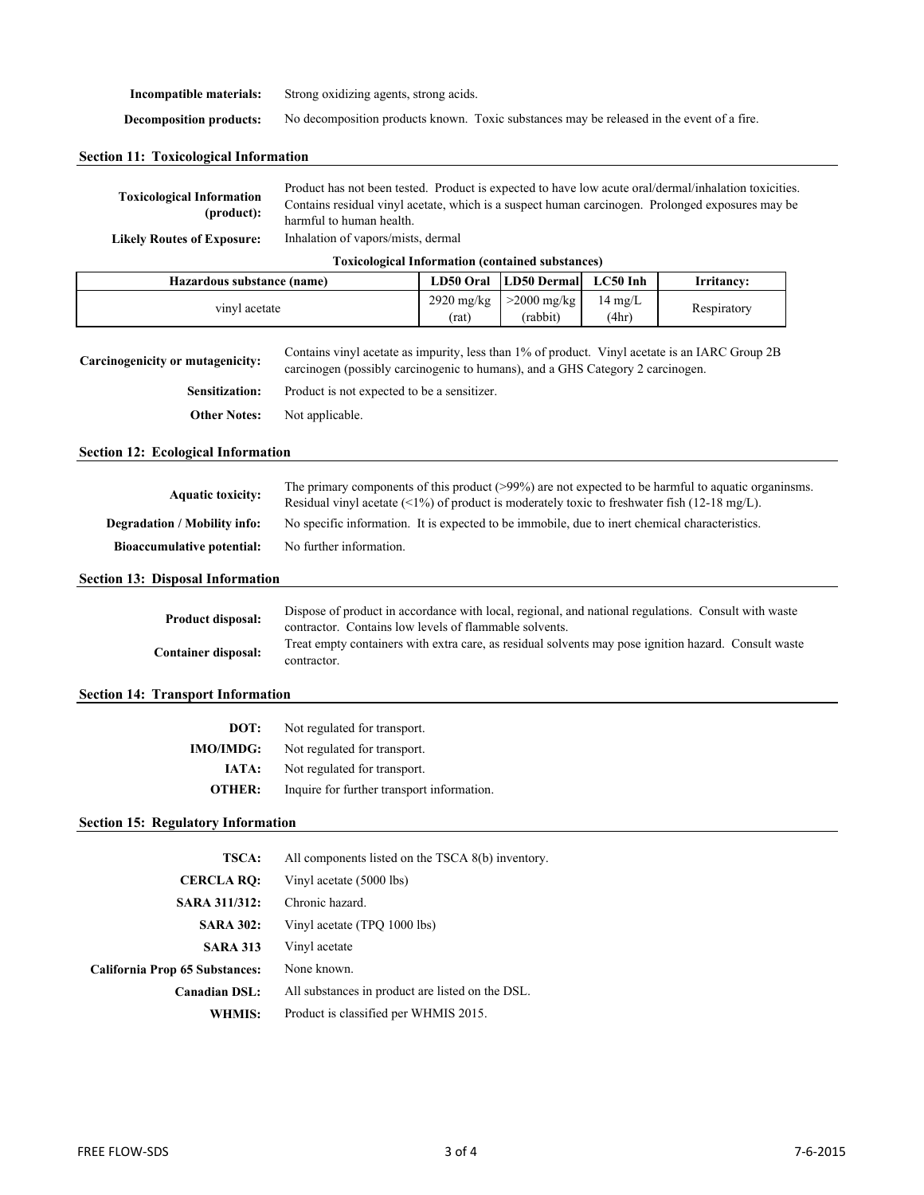**Incompatible materials:** Strong oxidizing agents, strong acids.

**Decomposition products:** No decomposition products known. Toxic substances may be released in the event of a fire.

## Section 11: Toxicological Information

**Toxicological Information (product):** Product has not been tested. Product is expected to have low acute oral/dermal/inhalation toxicities. Contains residual vinyl acetate, which is a suspect human carcinogen. Prolonged exposures may be harmful to human health.

**Likely Routes of Exposure:** Inhalation of vapors/mists, dermal

**Toxicological Information (contained substances)**

| Hazardous substance (name) | LD50 Oral | LD50 Dermal | LC50 Inh | Irritancy: |
|---|---|---|---|---|
| vinyl acetate | 2920 mg/kg (rat) | >2000 mg/kg (rabbit) | 14 mg/L (4hr) | Respiratory |

**Carcinogenicity or mutagenicity:** Contains vinyl acetate as impurity, less than 1% of product. Vinyl acetate is an IARC Group 2B carcinogen (possibly carcinogenic to humans), and a GHS Category 2 carcinogen.

**Sensitization:** Product is not expected to be a sensitizer.

**Other Notes:** Not applicable.

## Section 12: Ecological Information

**Aquatic toxicity:** The primary components of this product (>99%) are not expected to be harmful to aquatic organinsms. Residual vinyl acetate (<1%) of product is moderately toxic to freshwater fish (12-18 mg/L).

**Degradation / Mobility info:** No specific information. It is expected to be immobile, due to inert chemical characteristics.

**Bioaccumulative potential:** No further information.

## Section 13: Disposal Information

**Product disposal:** Dispose of product in accordance with local, regional, and national regulations. Consult with waste contractor. Contains low levels of flammable solvents.

**Container disposal:** Treat empty containers with extra care, as residual solvents may pose ignition hazard. Consult waste contractor.

## Section 14: Transport Information

**DOT:** Not regulated for transport.

**IMO/IMDG:** Not regulated for transport.

**IATA:** Not regulated for transport.

**OTHER:** Inquire for further transport information.

## Section 15: Regulatory Information

**TSCA:** All components listed on the TSCA 8(b) inventory.

**CERCLA RQ:** Vinyl acetate (5000 lbs)

**SARA 311/312:** Chronic hazard.

**SARA 302:** Vinyl acetate (TPQ 1000 lbs)

**SARA 313** Vinyl acetate

**California Prop 65 Substances:** None known.

**Canadian DSL:** All substances in product are listed on the DSL.

**WHMIS:** Product is classified per WHMIS 2015.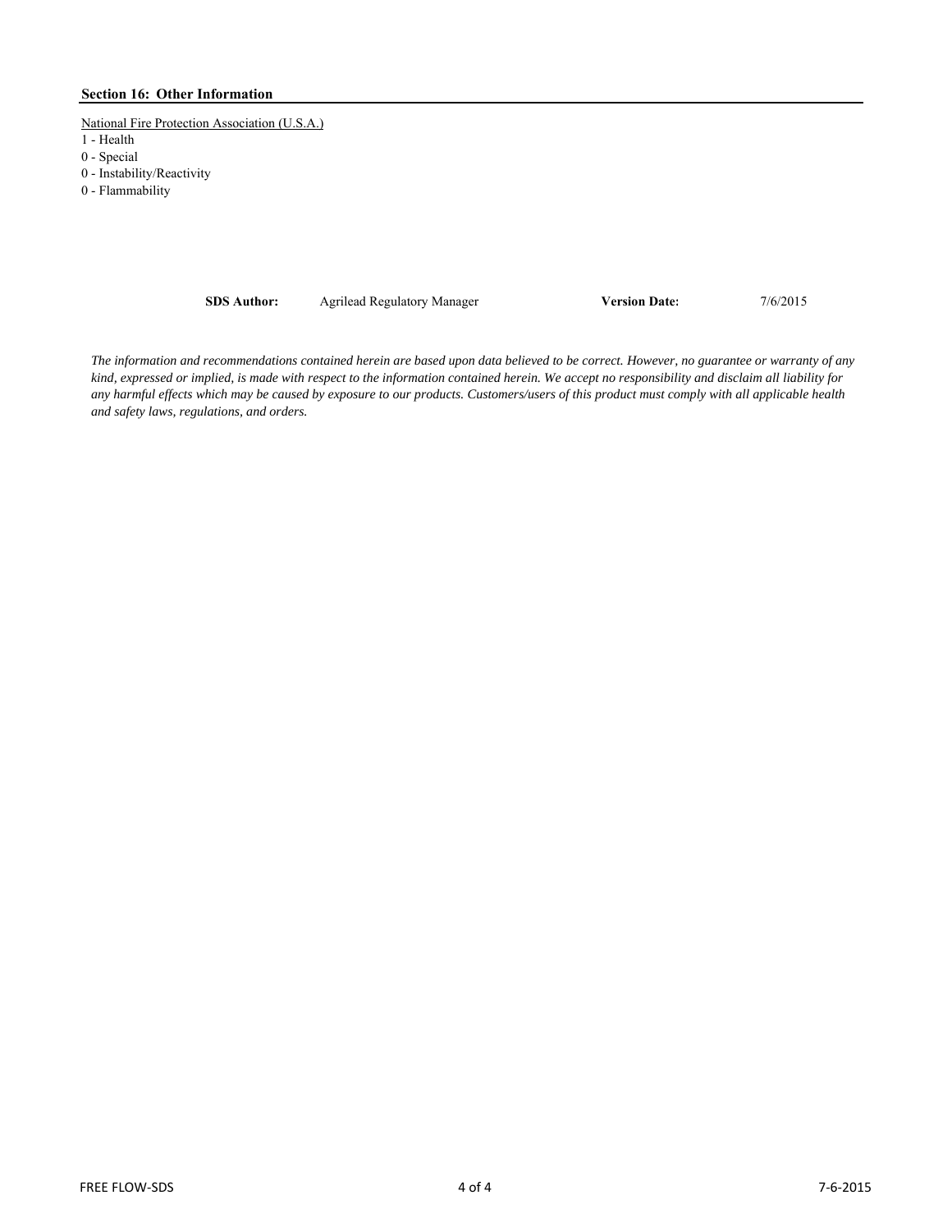## Section 16: Other Information

National Fire Protection Association (U.S.A.)

1 - Health
0 - Special
0 - Instability/Reactivity
0 - Flammability

**SDS Author:** Agrilead Regulatory Manager **Version Date:** 7/6/2015

*The information and recommendations contained herein are based upon data believed to be correct. However, no guarantee or warranty of any kind, expressed or implied, is made with respect to the information contained herein. We accept no responsibility and disclaim all liability for any harmful effects which may be caused by exposure to our products. Customers/users of this product must comply with all applicable health and safety laws, regulations, and orders.*